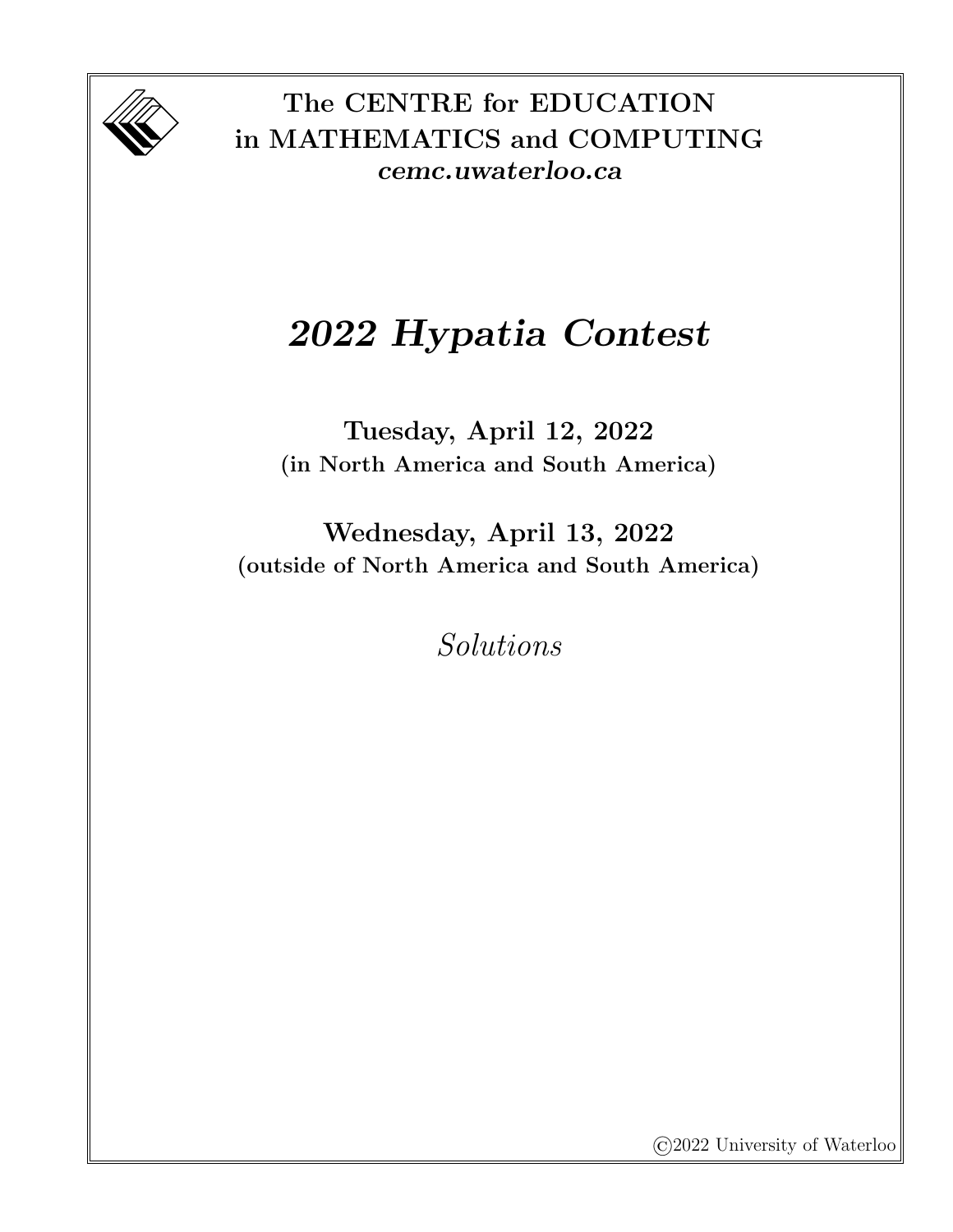**The CENTRE for EDUCATION in MATHEMATICS and COMPUTING**
***cemc.uwaterloo.ca***

# *2022 Hypatia Contest*

**Tuesday, April 12, 2022**
**(in North America and South America)**

**Wednesday, April 13, 2022**
**(outside of North America and South America)**

*Solutions*

©2022 University of Waterloo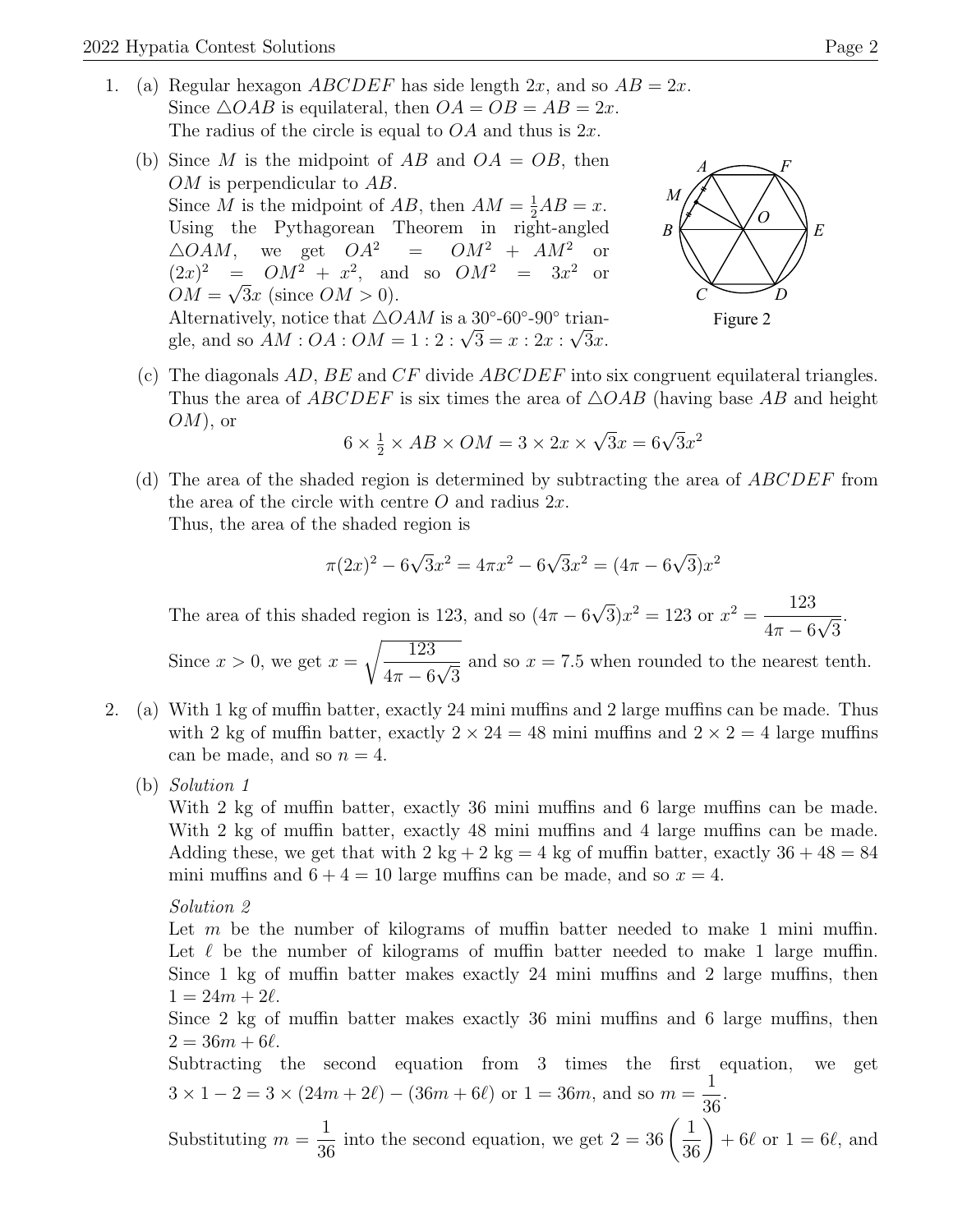1. (a) Regular hexagon $ABCDEF$ has side length $2x$, and so $AB = 2x$.
Since $\triangle OAB$ is equilateral, then $OA = OB = AB = 2x$.
The radius of the circle is equal to $OA$ and thus is $2x$.

(b) Since $M$ is the midpoint of $AB$ and $OA = OB$, then $OM$ is perpendicular to $AB$.
Since $M$ is the midpoint of $AB$, then $AM = \frac{1}{2}AB = x$.
Using the Pythagorean Theorem in right-angled $\triangle OAM$, we get $OA^2 = OM^2 + AM^2$ or $(2x)^2 = OM^2 + x^2$, and so $OM^2 = 3x^2$ or $OM = \sqrt{3}x$ (since $OM > 0$).
Alternatively, notice that $\triangle OAM$ is a 30°-60°-90° triangle, and so $AM : OA : OM = 1 : 2 : \sqrt{3} = x : 2x : \sqrt{3}x$.

Figure 2

(c) The diagonals $AD$, $BE$ and $CF$ divide $ABCDEF$ into six congruent equilateral triangles. Thus the area of $ABCDEF$ is six times the area of $\triangle OAB$ (having base $AB$ and height $OM$), or

$$6 \times \tfrac{1}{2} \times AB \times OM = 3 \times 2x \times \sqrt{3}x = 6\sqrt{3}x^2$$

(d) The area of the shaded region is determined by subtracting the area of $ABCDEF$ from the area of the circle with centre $O$ and radius $2x$.
Thus, the area of the shaded region is

$$\pi(2x)^2 - 6\sqrt{3}x^2 = 4\pi x^2 - 6\sqrt{3}x^2 = (4\pi - 6\sqrt{3})x^2$$

The area of this shaded region is 123, and so $(4\pi - 6\sqrt{3})x^2 = 123$ or $x^2 = \dfrac{123}{4\pi - 6\sqrt{3}}$.

Since $x > 0$, we get $x = \sqrt{\dfrac{123}{4\pi - 6\sqrt{3}}}$ and so $x = 7.5$ when rounded to the nearest tenth.

2. (a) With 1 kg of muffin batter, exactly 24 mini muffins and 2 large muffins can be made. Thus with 2 kg of muffin batter, exactly $2 \times 24 = 48$ mini muffins and $2 \times 2 = 4$ large muffins can be made, and so $n = 4$.

(b) *Solution 1*
With 2 kg of muffin batter, exactly 36 mini muffins and 6 large muffins can be made. With 2 kg of muffin batter, exactly 48 mini muffins and 4 large muffins can be made. Adding these, we get that with 2 kg + 2 kg = 4 kg of muffin batter, exactly $36 + 48 = 84$ mini muffins and $6 + 4 = 10$ large muffins can be made, and so $x = 4$.

*Solution 2*
Let $m$ be the number of kilograms of muffin batter needed to make 1 mini muffin. Let $\ell$ be the number of kilograms of muffin batter needed to make 1 large muffin. Since 1 kg of muffin batter makes exactly 24 mini muffins and 2 large muffins, then $1 = 24m + 2\ell$.
Since 2 kg of muffin batter makes exactly 36 mini muffins and 6 large muffins, then $2 = 36m + 6\ell$.
Subtracting the second equation from 3 times the first equation, we get $3 \times 1 - 2 = 3 \times (24m + 2\ell) - (36m + 6\ell)$ or $1 = 36m$, and so $m = \dfrac{1}{36}$.
Substituting $m = \dfrac{1}{36}$ into the second equation, we get $2 = 36\left(\dfrac{1}{36}\right) + 6\ell$ or $1 = 6\ell$, and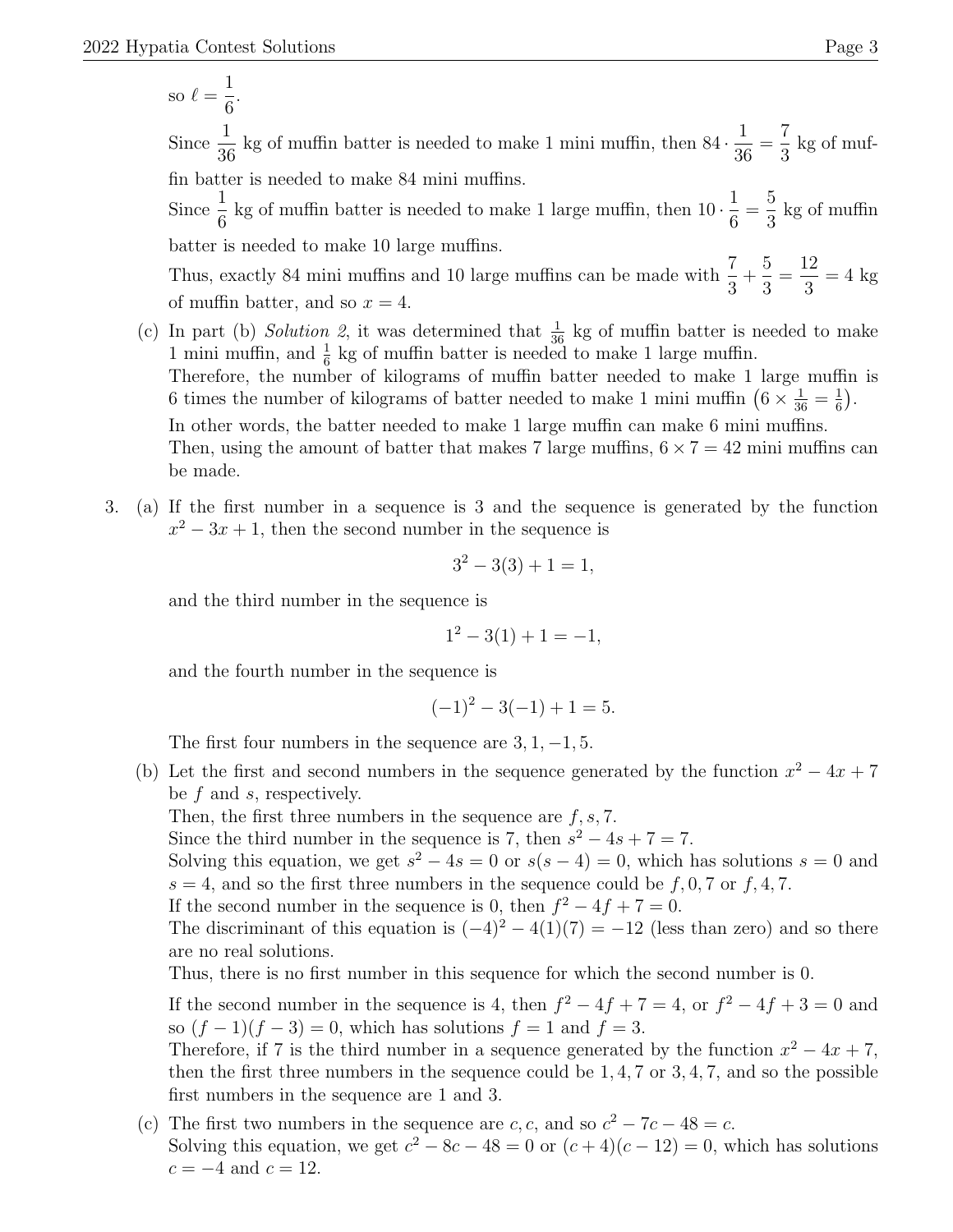so $\ell = \dfrac{1}{6}$.

Since $\dfrac{1}{36}$ kg of muffin batter is needed to make 1 mini muffin, then $84 \cdot \dfrac{1}{36} = \dfrac{7}{3}$ kg of muffin batter is needed to make 84 mini muffins.

Since $\dfrac{1}{6}$ kg of muffin batter is needed to make 1 large muffin, then $10 \cdot \dfrac{1}{6} = \dfrac{5}{3}$ kg of muffin batter is needed to make 10 large muffins.

Thus, exactly 84 mini muffins and 10 large muffins can be made with $\dfrac{7}{3} + \dfrac{5}{3} = \dfrac{12}{3} = 4$ kg of muffin batter, and so $x = 4$.

(c) In part (b) *Solution 2*, it was determined that $\frac{1}{36}$ kg of muffin batter is needed to make 1 mini muffin, and $\frac{1}{6}$ kg of muffin batter is needed to make 1 large muffin.
Therefore, the number of kilograms of muffin batter needed to make 1 large muffin is 6 times the number of kilograms of batter needed to make 1 mini muffin $\left(6 \times \frac{1}{36} = \frac{1}{6}\right)$.
In other words, the batter needed to make 1 large muffin can make 6 mini muffins.
Then, using the amount of batter that makes 7 large muffins, $6 \times 7 = 42$ mini muffins can be made.

3. (a) If the first number in a sequence is 3 and the sequence is generated by the function $x^2 - 3x + 1$, then the second number in the sequence is

$$3^2 - 3(3) + 1 = 1,$$

and the third number in the sequence is

$$1^2 - 3(1) + 1 = -1,$$

and the fourth number in the sequence is

$$(-1)^2 - 3(-1) + 1 = 5.$$

The first four numbers in the sequence are $3, 1, -1, 5$.

(b) Let the first and second numbers in the sequence generated by the function $x^2 - 4x + 7$ be $f$ and $s$, respectively.
Then, the first three numbers in the sequence are $f, s, 7$.
Since the third number in the sequence is 7, then $s^2 - 4s + 7 = 7$.
Solving this equation, we get $s^2 - 4s = 0$ or $s(s - 4) = 0$, which has solutions $s = 0$ and $s = 4$, and so the first three numbers in the sequence could be $f, 0, 7$ or $f, 4, 7$.
If the second number in the sequence is 0, then $f^2 - 4f + 7 = 0$.
The discriminant of this equation is $(-4)^2 - 4(1)(7) = -12$ (less than zero) and so there are no real solutions.
Thus, there is no first number in this sequence for which the second number is 0.

If the second number in the sequence is 4, then $f^2 - 4f + 7 = 4$, or $f^2 - 4f + 3 = 0$ and so $(f - 1)(f - 3) = 0$, which has solutions $f = 1$ and $f = 3$.
Therefore, if 7 is the third number in a sequence generated by the function $x^2 - 4x + 7$, then the first three numbers in the sequence could be $1, 4, 7$ or $3, 4, 7$, and so the possible first numbers in the sequence are 1 and 3.

(c) The first two numbers in the sequence are $c, c$, and so $c^2 - 7c - 48 = c$.
Solving this equation, we get $c^2 - 8c - 48 = 0$ or $(c + 4)(c - 12) = 0$, which has solutions $c = -4$ and $c = 12$.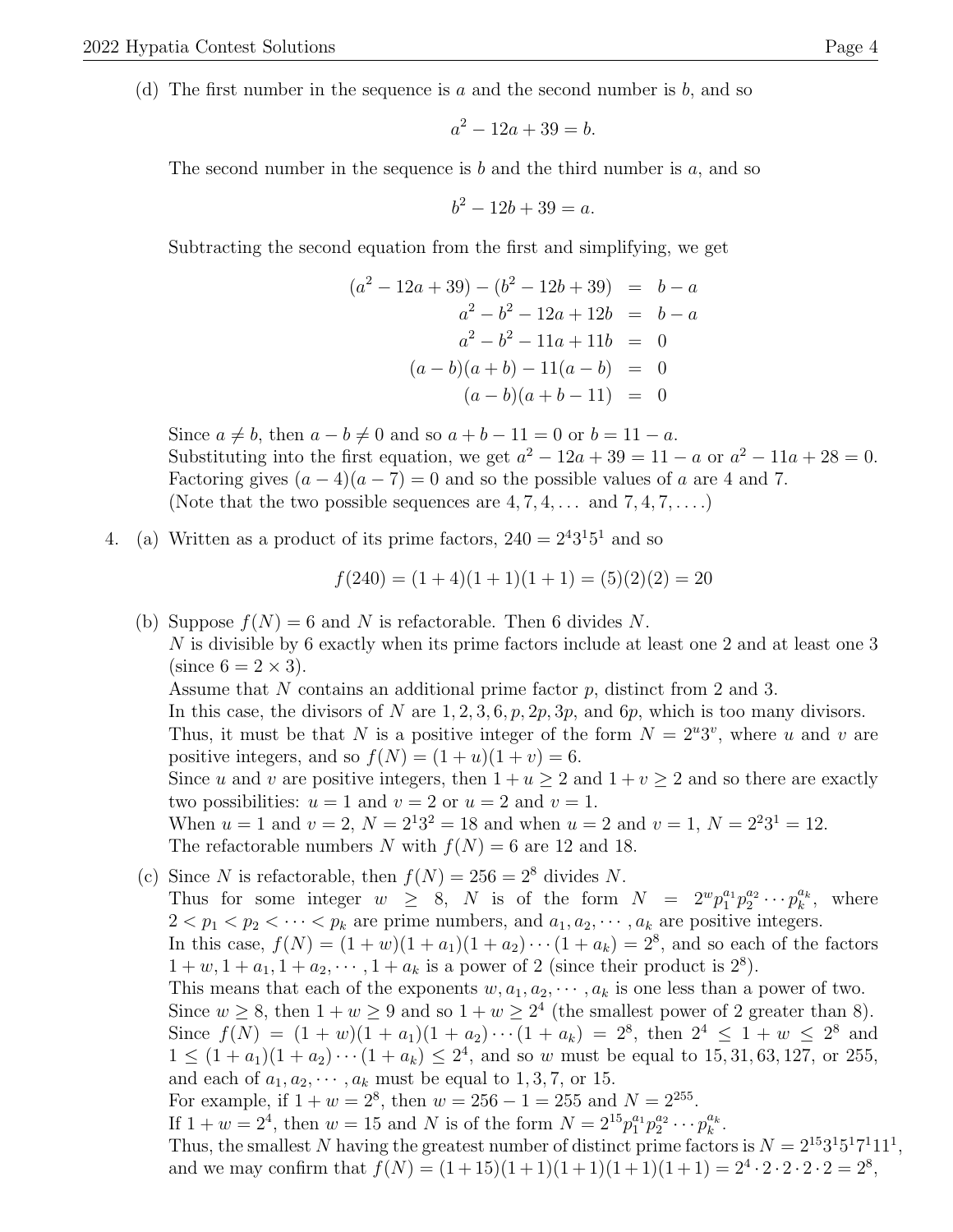(d) The first number in the sequence is $a$ and the second number is $b$, and so

$$a^2 - 12a + 39 = b.$$

The second number in the sequence is $b$ and the third number is $a$, and so

$$b^2 - 12b + 39 = a.$$

Subtracting the second equation from the first and simplifying, we get

$$\begin{aligned}
(a^2 - 12a + 39) - (b^2 - 12b + 39) &= b - a \\
a^2 - b^2 - 12a + 12b &= b - a \\
a^2 - b^2 - 11a + 11b &= 0 \\
(a-b)(a+b) - 11(a-b) &= 0 \\
(a-b)(a+b-11) &= 0
\end{aligned}$$

Since $a \neq b$, then $a - b \neq 0$ and so $a + b - 11 = 0$ or $b = 11 - a$.
Substituting into the first equation, we get $a^2 - 12a + 39 = 11 - a$ or $a^2 - 11a + 28 = 0$.
Factoring gives $(a-4)(a-7) = 0$ and so the possible values of $a$ are 4 and 7.
(Note that the two possible sequences are $4, 7, 4, \ldots$ and $7, 4, 7, \ldots$.)

4. (a) Written as a product of its prime factors, $240 = 2^4 3^1 5^1$ and so

$$f(240) = (1+4)(1+1)(1+1) = (5)(2)(2) = 20$$

(b) Suppose $f(N) = 6$ and $N$ is refactorable. Then 6 divides $N$.
$N$ is divisible by 6 exactly when its prime factors include at least one 2 and at least one 3 (since $6 = 2 \times 3$).
Assume that $N$ contains an additional prime factor $p$, distinct from 2 and 3.
In this case, the divisors of $N$ are $1, 2, 3, 6, p, 2p, 3p$, and $6p$, which is too many divisors.
Thus, it must be that $N$ is a positive integer of the form $N = 2^u 3^v$, where $u$ and $v$ are positive integers, and so $f(N) = (1+u)(1+v) = 6$.
Since $u$ and $v$ are positive integers, then $1 + u \geq 2$ and $1 + v \geq 2$ and so there are exactly two possibilities: $u = 1$ and $v = 2$ or $u = 2$ and $v = 1$.
When $u = 1$ and $v = 2$, $N = 2^1 3^2 = 18$ and when $u = 2$ and $v = 1$, $N = 2^2 3^1 = 12$.
The refactorable numbers $N$ with $f(N) = 6$ are 12 and 18.

(c) Since $N$ is refactorable, then $f(N) = 256 = 2^8$ divides $N$.
Thus for some integer $w \geq 8$, $N$ is of the form $N = 2^w p_1^{a_1} p_2^{a_2} \cdots p_k^{a_k}$, where $2 < p_1 < p_2 < \cdots < p_k$ are prime numbers, and $a_1, a_2, \cdots, a_k$ are positive integers.
In this case, $f(N) = (1+w)(1+a_1)(1+a_2)\cdots(1+a_k) = 2^8$, and so each of the factors $1+w, 1+a_1, 1+a_2, \cdots, 1+a_k$ is a power of 2 (since their product is $2^8$).
This means that each of the exponents $w, a_1, a_2, \cdots, a_k$ is one less than a power of two.
Since $w \geq 8$, then $1 + w \geq 9$ and so $1 + w \geq 2^4$ (the smallest power of 2 greater than 8).
Since $f(N) = (1+w)(1+a_1)(1+a_2)\cdots(1+a_k) = 2^8$, then $2^4 \leq 1 + w \leq 2^8$ and $1 \leq (1+a_1)(1+a_2)\cdots(1+a_k) \leq 2^4$, and so $w$ must be equal to $15, 31, 63, 127$, or $255$, and each of $a_1, a_2, \cdots, a_k$ must be equal to $1, 3, 7$, or $15$.
For example, if $1 + w = 2^8$, then $w = 256 - 1 = 255$ and $N = 2^{255}$.
If $1 + w = 2^4$, then $w = 15$ and $N$ is of the form $N = 2^{15} p_1^{a_1} p_2^{a_2} \cdots p_k^{a_k}$.
Thus, the smallest $N$ having the greatest number of distinct prime factors is $N = 2^{15} 3^1 5^1 7^1 11^1$, and we may confirm that $f(N) = (1+15)(1+1)(1+1)(1+1)(1+1) = 2^4 \cdot 2 \cdot 2 \cdot 2 \cdot 2 = 2^8$,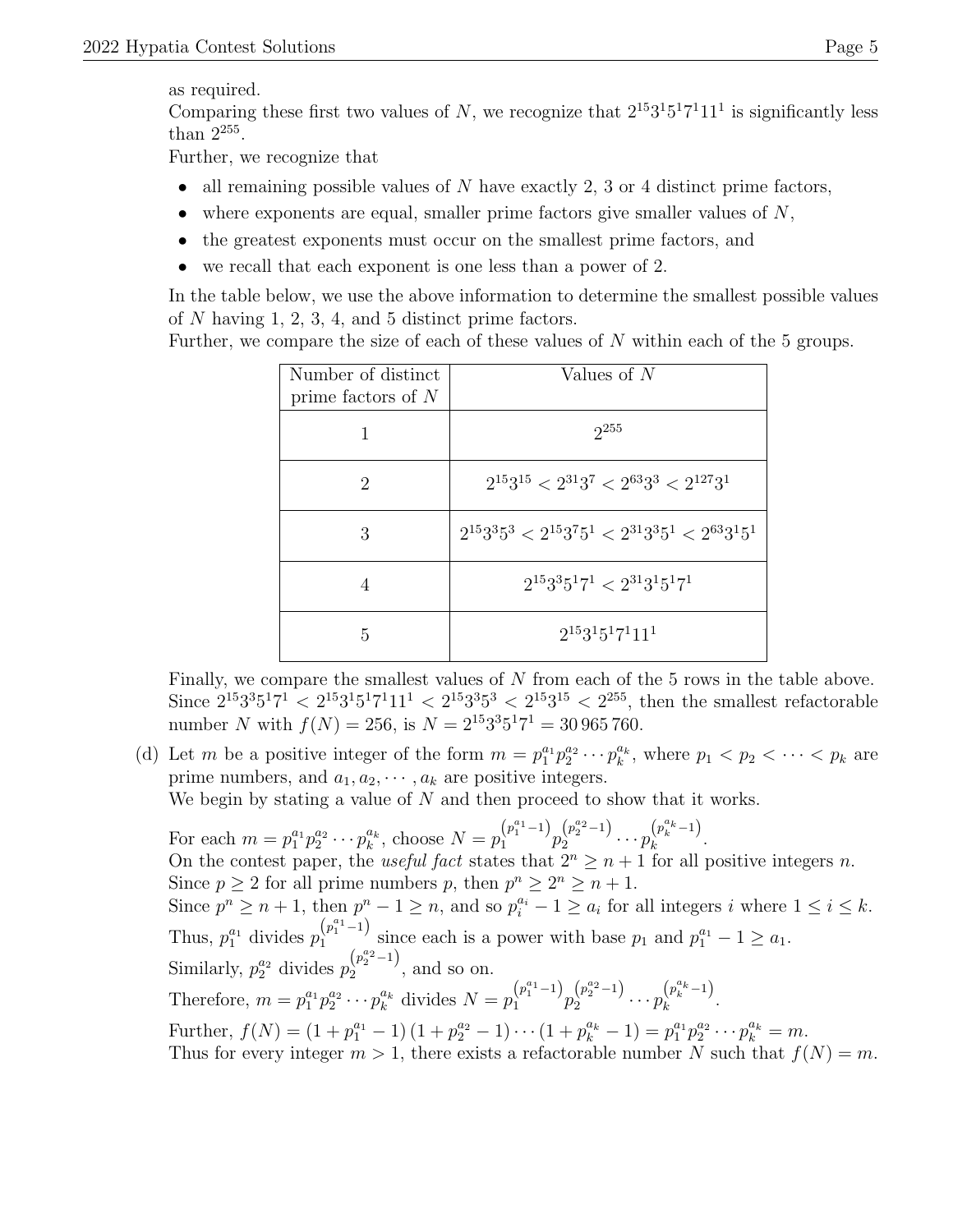as required.
Comparing these first two values of $N$, we recognize that $2^{15}3^15^17^111^1$ is significantly less than $2^{255}$.
Further, we recognize that

- all remaining possible values of $N$ have exactly 2, 3 or 4 distinct prime factors,
- where exponents are equal, smaller prime factors give smaller values of $N$,
- the greatest exponents must occur on the smallest prime factors, and
- we recall that each exponent is one less than a power of 2.

In the table below, we use the above information to determine the smallest possible values of $N$ having 1, 2, 3, 4, and 5 distinct prime factors.
Further, we compare the size of each of these values of $N$ within each of the 5 groups.

| Number of distinct prime factors of $N$ | Values of $N$ |
|---|---|
| 1 | $2^{255}$ |
| 2 | $2^{15}3^{15} < 2^{31}3^7 < 2^{63}3^3 < 2^{127}3^1$ |
| 3 | $2^{15}3^35^3 < 2^{15}3^75^1 < 2^{31}3^35^1 < 2^{63}3^15^1$ |
| 4 | $2^{15}3^35^17^1 < 2^{31}3^15^17^1$ |
| 5 | $2^{15}3^15^17^111^1$ |

Finally, we compare the smallest values of $N$ from each of the 5 rows in the table above. Since $2^{15}3^35^17^1 < 2^{15}3^15^17^111^1 < 2^{15}3^35^3 < 2^{15}3^{15} < 2^{255}$, then the smallest refactorable number $N$ with $f(N) = 256$, is $N = 2^{15}3^35^17^1 = 30\,965\,760$.

(d) Let $m$ be a positive integer of the form $m = p_1^{a_1}p_2^{a_2}\cdots p_k^{a_k}$, where $p_1 < p_2 < \cdots < p_k$ are prime numbers, and $a_1, a_2, \cdots, a_k$ are positive integers.
We begin by stating a value of $N$ and then proceed to show that it works.

For each $m = p_1^{a_1}p_2^{a_2}\cdots p_k^{a_k}$, choose $N = p_1^{\left(p_1^{a_1}-1\right)}p_2^{\left(p_2^{a_2}-1\right)}\cdots p_k^{\left(p_k^{a_k}-1\right)}$.
On the contest paper, the *useful fact* states that $2^n \geq n+1$ for all positive integers $n$.
Since $p \geq 2$ for all prime numbers $p$, then $p^n \geq 2^n \geq n+1$.
Since $p^n \geq n+1$, then $p^n - 1 \geq n$, and so $p_i^{a_i} - 1 \geq a_i$ for all integers $i$ where $1 \leq i \leq k$.
Thus, $p_1^{a_1}$ divides $p_1^{\left(p_1^{a_1}-1\right)}$ since each is a power with base $p_1$ and $p_1^{a_1} - 1 \geq a_1$.
Similarly, $p_2^{a_2}$ divides $p_2^{\left(p_2^{a_2}-1\right)}$, and so on.
Therefore, $m = p_1^{a_1}p_2^{a_2}\cdots p_k^{a_k}$ divides $N = p_1^{\left(p_1^{a_1}-1\right)}p_2^{\left(p_2^{a_2}-1\right)}\cdots p_k^{\left(p_k^{a_k}-1\right)}$.
Further, $f(N) = \left(1 + p_1^{a_1} - 1\right)\left(1 + p_2^{a_2} - 1\right)\cdots\left(1 + p_k^{a_k} - 1\right) = p_1^{a_1}p_2^{a_2}\cdots p_k^{a_k} = m$.
Thus for every integer $m > 1$, there exists a refactorable number $N$ such that $f(N) = m$.